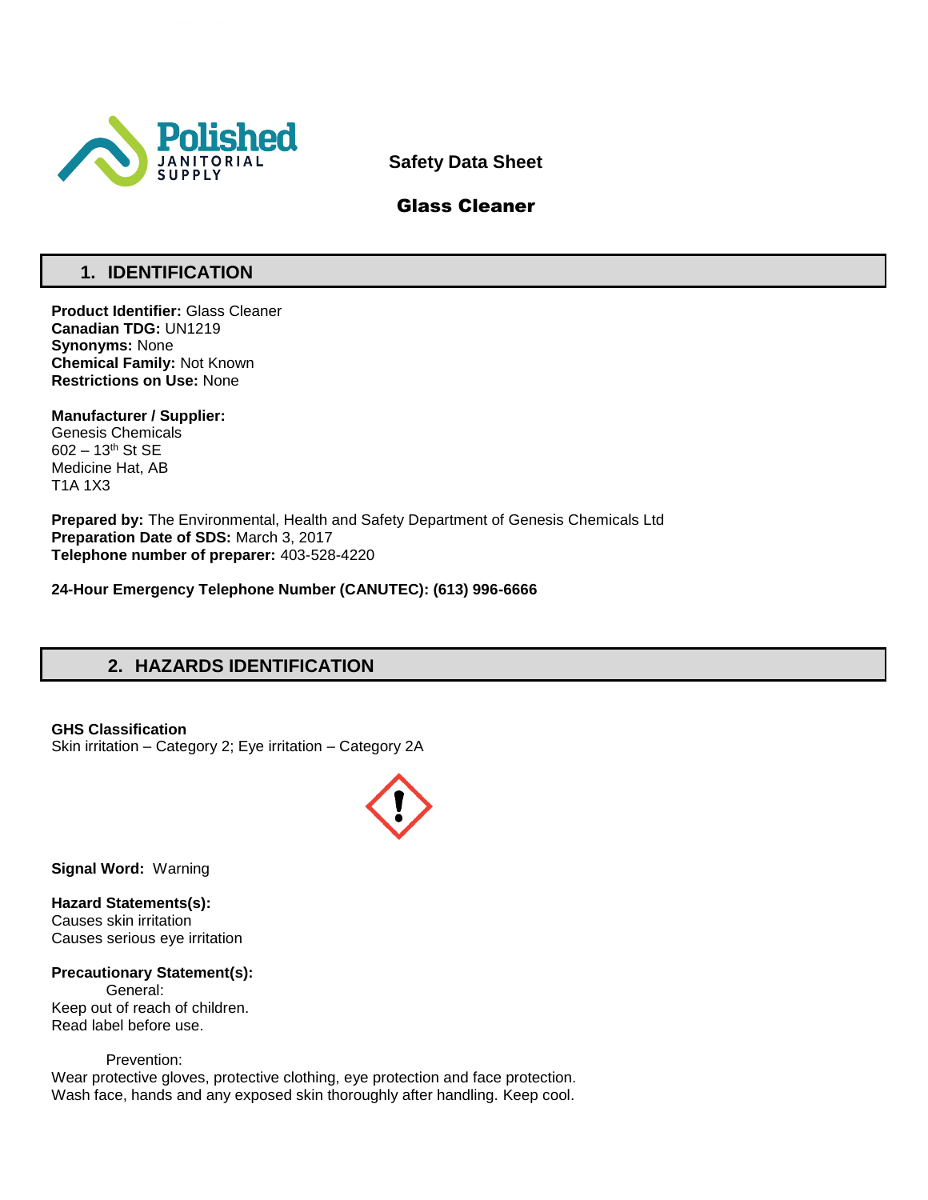Polished JANITORIAL SUPPLY

**Safety Data Sheet**

**Glass Cleaner**

## 1. IDENTIFICATION

**Product Identifier:** Glass Cleaner
**Canadian TDG:** UN1219
**Synonyms:** None
**Chemical Family:** Not Known
**Restrictions on Use:** None

**Manufacturer / Supplier:**
Genesis Chemicals
602 – 13th St SE
Medicine Hat, AB
T1A 1X3

**Prepared by:** The Environmental, Health and Safety Department of Genesis Chemicals Ltd
**Preparation Date of SDS:** March 3, 2017
**Telephone number of preparer:** 403-528-4220

**24-Hour Emergency Telephone Number (CANUTEC): (613) 996-6666**

## 2. HAZARDS IDENTIFICATION

**GHS Classification**
Skin irritation – Category 2; Eye irritation – Category 2A

**Signal Word:** Warning

**Hazard Statements(s):**
Causes skin irritation
Causes serious eye irritation

**Precautionary Statement(s):**

General:
Keep out of reach of children.
Read label before use.

Prevention:
Wear protective gloves, protective clothing, eye protection and face protection.
Wash face, hands and any exposed skin thoroughly after handling. Keep cool.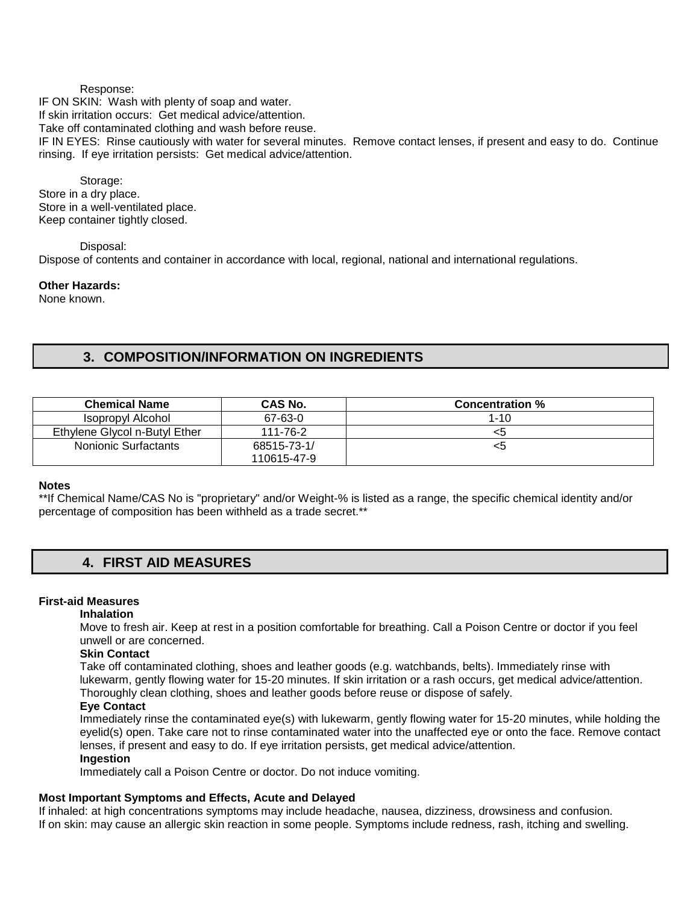Response:

IF ON SKIN: Wash with plenty of soap and water.
If skin irritation occurs: Get medical advice/attention.
Take off contaminated clothing and wash before reuse.
IF IN EYES: Rinse cautiously with water for several minutes. Remove contact lenses, if present and easy to do. Continue rinsing. If eye irritation persists: Get medical advice/attention.

Storage:

Store in a dry place.
Store in a well-ventilated place.
Keep container tightly closed.

Disposal:

Dispose of contents and container in accordance with local, regional, national and international regulations.

**Other Hazards:**
None known.

## 3. COMPOSITION/INFORMATION ON INGREDIENTS

| Chemical Name | CAS No. | Concentration % |
|---|---|---|
| Isopropyl Alcohol | 67-63-0 | 1-10 |
| Ethylene Glycol n-Butyl Ether | 111-76-2 | <5 |
| Nonionic Surfactants | 68515-73-1/ 110615-47-9 | <5 |

**Notes**
**If Chemical Name/CAS No is "proprietary" and/or Weight-% is listed as a range, the specific chemical identity and/or percentage of composition has been withheld as a trade secret.**

## 4. FIRST AID MEASURES

**First-aid Measures**

**Inhalation**
Move to fresh air. Keep at rest in a position comfortable for breathing. Call a Poison Centre or doctor if you feel unwell or are concerned.

**Skin Contact**
Take off contaminated clothing, shoes and leather goods (e.g. watchbands, belts). Immediately rinse with lukewarm, gently flowing water for 15-20 minutes. If skin irritation or a rash occurs, get medical advice/attention. Thoroughly clean clothing, shoes and leather goods before reuse or dispose of safely.

**Eye Contact**
Immediately rinse the contaminated eye(s) with lukewarm, gently flowing water for 15-20 minutes, while holding the eyelid(s) open. Take care not to rinse contaminated water into the unaffected eye or onto the face. Remove contact lenses, if present and easy to do. If eye irritation persists, get medical advice/attention.

**Ingestion**
Immediately call a Poison Centre or doctor. Do not induce vomiting.

**Most Important Symptoms and Effects, Acute and Delayed**
If inhaled: at high concentrations symptoms may include headache, nausea, dizziness, drowsiness and confusion.
If on skin: may cause an allergic skin reaction in some people. Symptoms include redness, rash, itching and swelling.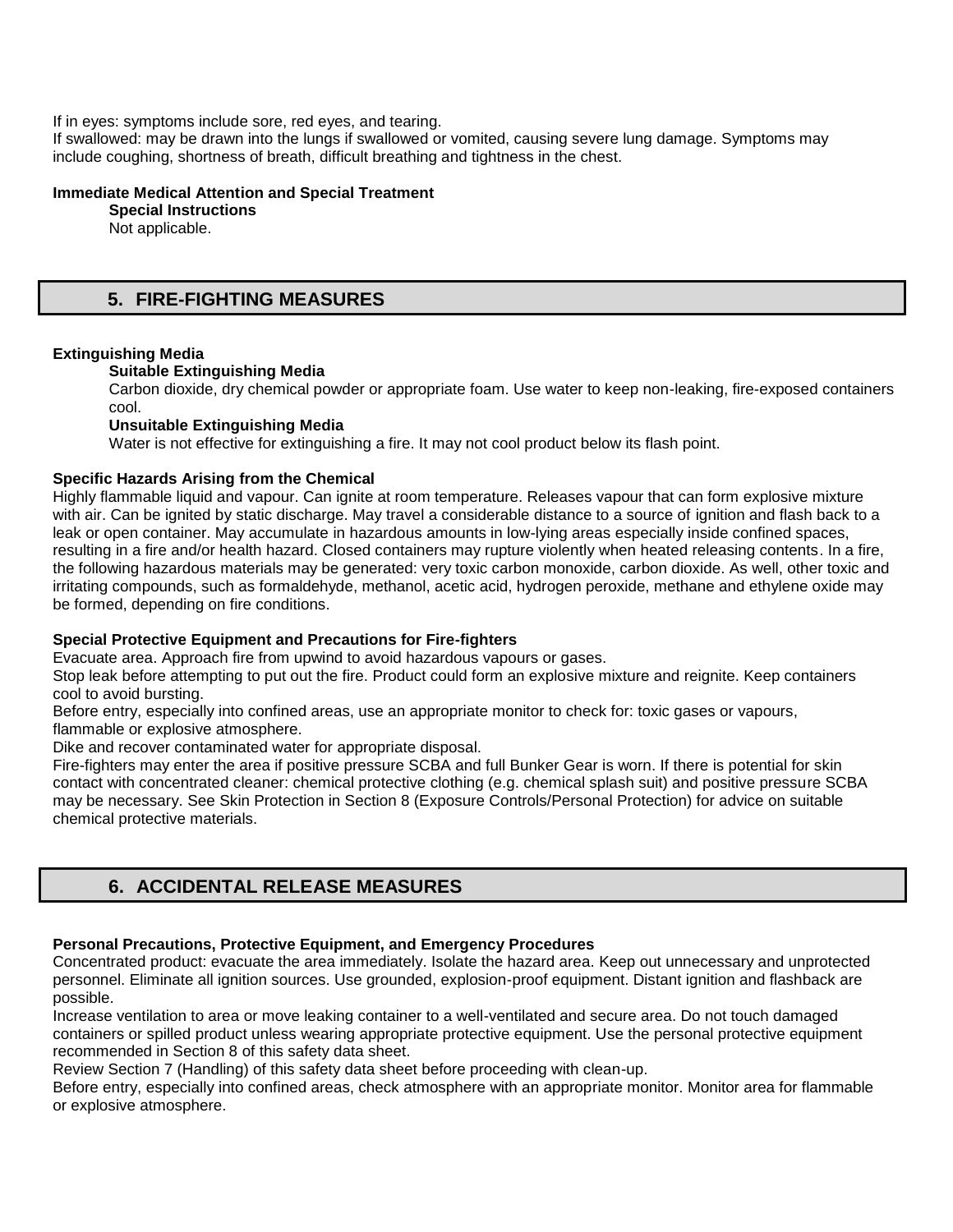If in eyes: symptoms include sore, red eyes, and tearing.
If swallowed: may be drawn into the lungs if swallowed or vomited, causing severe lung damage. Symptoms may include coughing, shortness of breath, difficult breathing and tightness in the chest.

**Immediate Medical Attention and Special Treatment**

**Special Instructions**

Not applicable.

## 5. FIRE-FIGHTING MEASURES

**Extinguishing Media**

**Suitable Extinguishing Media**

Carbon dioxide, dry chemical powder or appropriate foam. Use water to keep non-leaking, fire-exposed containers cool.

**Unsuitable Extinguishing Media**

Water is not effective for extinguishing a fire. It may not cool product below its flash point.

**Specific Hazards Arising from the Chemical**

Highly flammable liquid and vapour. Can ignite at room temperature. Releases vapour that can form explosive mixture with air. Can be ignited by static discharge. May travel a considerable distance to a source of ignition and flash back to a leak or open container. May accumulate in hazardous amounts in low-lying areas especially inside confined spaces, resulting in a fire and/or health hazard. Closed containers may rupture violently when heated releasing contents. In a fire, the following hazardous materials may be generated: very toxic carbon monoxide, carbon dioxide. As well, other toxic and irritating compounds, such as formaldehyde, methanol, acetic acid, hydrogen peroxide, methane and ethylene oxide may be formed, depending on fire conditions.

**Special Protective Equipment and Precautions for Fire-fighters**

Evacuate area. Approach fire from upwind to avoid hazardous vapours or gases.
Stop leak before attempting to put out the fire. Product could form an explosive mixture and reignite. Keep containers cool to avoid bursting.
Before entry, especially into confined areas, use an appropriate monitor to check for: toxic gases or vapours, flammable or explosive atmosphere.
Dike and recover contaminated water for appropriate disposal.
Fire-fighters may enter the area if positive pressure SCBA and full Bunker Gear is worn. If there is potential for skin contact with concentrated cleaner: chemical protective clothing (e.g. chemical splash suit) and positive pressure SCBA may be necessary. See Skin Protection in Section 8 (Exposure Controls/Personal Protection) for advice on suitable chemical protective materials.

## 6. ACCIDENTAL RELEASE MEASURES

**Personal Precautions, Protective Equipment, and Emergency Procedures**

Concentrated product: evacuate the area immediately. Isolate the hazard area. Keep out unnecessary and unprotected personnel. Eliminate all ignition sources. Use grounded, explosion-proof equipment. Distant ignition and flashback are possible.
Increase ventilation to area or move leaking container to a well-ventilated and secure area. Do not touch damaged containers or spilled product unless wearing appropriate protective equipment. Use the personal protective equipment recommended in Section 8 of this safety data sheet.
Review Section 7 (Handling) of this safety data sheet before proceeding with clean-up.
Before entry, especially into confined areas, check atmosphere with an appropriate monitor. Monitor area for flammable or explosive atmosphere.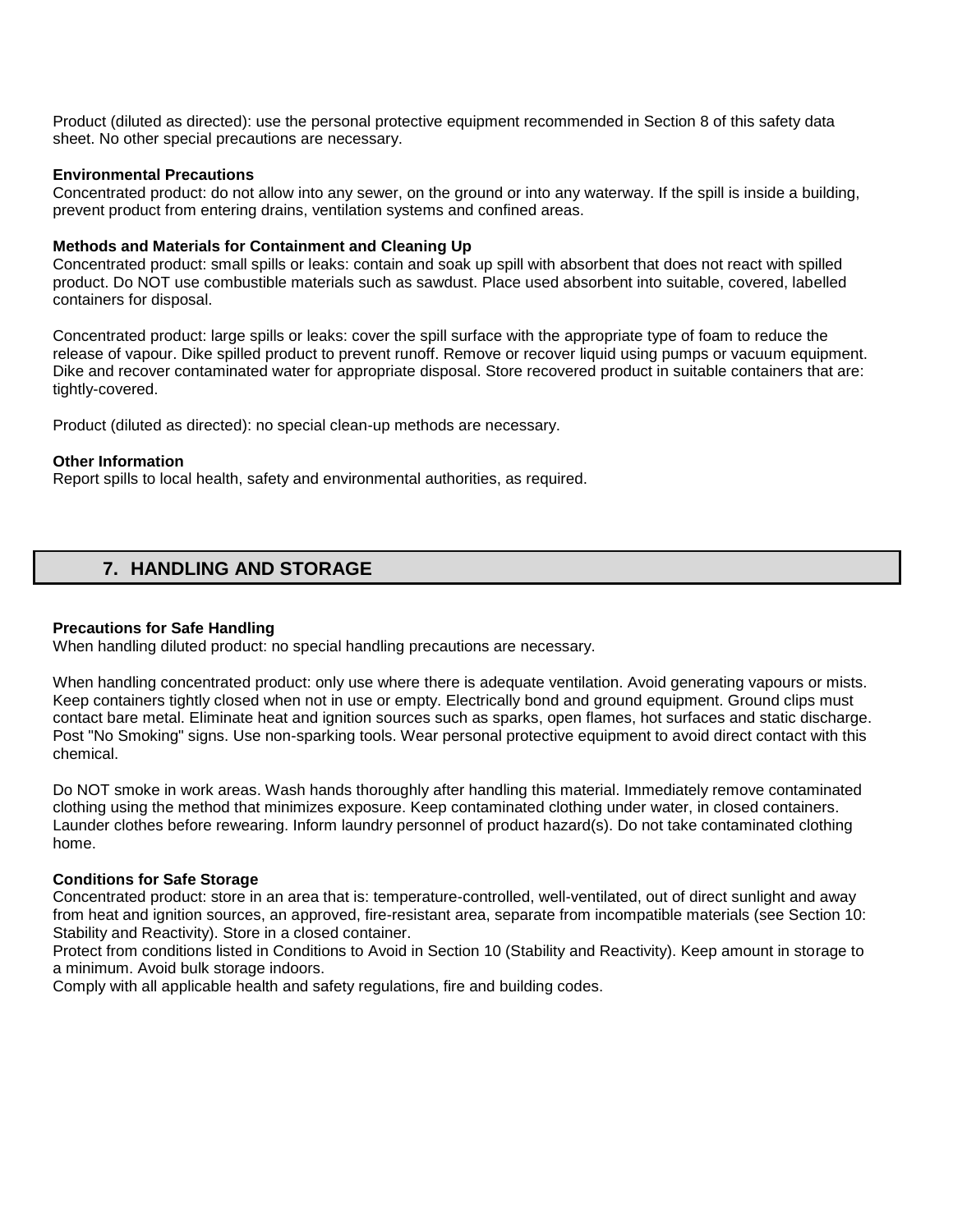Product (diluted as directed): use the personal protective equipment recommended in Section 8 of this safety data sheet. No other special precautions are necessary.

**Environmental Precautions**

Concentrated product: do not allow into any sewer, on the ground or into any waterway. If the spill is inside a building, prevent product from entering drains, ventilation systems and confined areas.

**Methods and Materials for Containment and Cleaning Up**

Concentrated product: small spills or leaks: contain and soak up spill with absorbent that does not react with spilled product. Do NOT use combustible materials such as sawdust. Place used absorbent into suitable, covered, labelled containers for disposal.

Concentrated product: large spills or leaks: cover the spill surface with the appropriate type of foam to reduce the release of vapour. Dike spilled product to prevent runoff. Remove or recover liquid using pumps or vacuum equipment. Dike and recover contaminated water for appropriate disposal. Store recovered product in suitable containers that are: tightly-covered.

Product (diluted as directed): no special clean-up methods are necessary.

**Other Information**

Report spills to local health, safety and environmental authorities, as required.

## 7. HANDLING AND STORAGE

**Precautions for Safe Handling**

When handling diluted product: no special handling precautions are necessary.

When handling concentrated product: only use where there is adequate ventilation. Avoid generating vapours or mists. Keep containers tightly closed when not in use or empty. Electrically bond and ground equipment. Ground clips must contact bare metal. Eliminate heat and ignition sources such as sparks, open flames, hot surfaces and static discharge. Post "No Smoking" signs. Use non-sparking tools. Wear personal protective equipment to avoid direct contact with this chemical.

Do NOT smoke in work areas. Wash hands thoroughly after handling this material. Immediately remove contaminated clothing using the method that minimizes exposure. Keep contaminated clothing under water, in closed containers. Launder clothes before rewearing. Inform laundry personnel of product hazard(s). Do not take contaminated clothing home.

**Conditions for Safe Storage**

Concentrated product: store in an area that is: temperature-controlled, well-ventilated, out of direct sunlight and away from heat and ignition sources, an approved, fire-resistant area, separate from incompatible materials (see Section 10: Stability and Reactivity). Store in a closed container.
Protect from conditions listed in Conditions to Avoid in Section 10 (Stability and Reactivity). Keep amount in storage to a minimum. Avoid bulk storage indoors.
Comply with all applicable health and safety regulations, fire and building codes.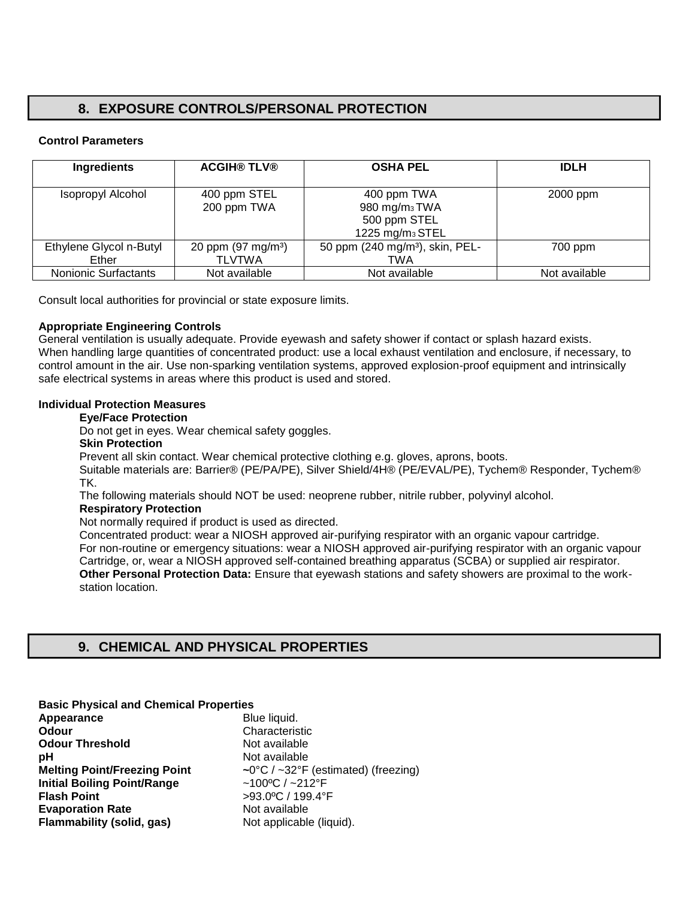## 8. EXPOSURE CONTROLS/PERSONAL PROTECTION

**Control Parameters**

| Ingredients | ACGIH® TLV® | OSHA PEL | IDLH |
|---|---|---|---|
| Isopropyl Alcohol | 400 ppm STEL<br>200 ppm TWA | 400 ppm TWA<br>980 $mg/m_3$ TWA<br>500 ppm STEL<br>1225 $mg/m_3$ STEL | 2000 ppm |
| Ethylene Glycol n-Butyl Ether | 20 ppm (97 $mg/m^3$) TLVTWA | 50 ppm (240 $mg/m^3$), skin, PEL-TWA | 700 ppm |
| Nonionic Surfactants | Not available | Not available | Not available |

Consult local authorities for provincial or state exposure limits.

**Appropriate Engineering Controls**

General ventilation is usually adequate. Provide eyewash and safety shower if contact or splash hazard exists. When handling large quantities of concentrated product: use a local exhaust ventilation and enclosure, if necessary, to control amount in the air. Use non-sparking ventilation systems, approved explosion-proof equipment and intrinsically safe electrical systems in areas where this product is used and stored.

**Individual Protection Measures**

**Eye/Face Protection**

Do not get in eyes. Wear chemical safety goggles.

**Skin Protection**

Prevent all skin contact. Wear chemical protective clothing e.g. gloves, aprons, boots.

Suitable materials are: Barrier® (PE/PA/PE), Silver Shield/4H® (PE/EVAL/PE), Tychem® Responder, Tychem® TK.

The following materials should NOT be used: neoprene rubber, nitrile rubber, polyvinyl alcohol.

**Respiratory Protection**

Not normally required if product is used as directed.

Concentrated product: wear a NIOSH approved air-purifying respirator with an organic vapour cartridge.

For non-routine or emergency situations: wear a NIOSH approved air-purifying respirator with an organic vapour Cartridge, or, wear a NIOSH approved self-contained breathing apparatus (SCBA) or supplied air respirator.

**Other Personal Protection Data:** Ensure that eyewash stations and safety showers are proximal to the work-station location.

## 9. CHEMICAL AND PHYSICAL PROPERTIES

**Basic Physical and Chemical Properties**

| | |
|---|---|
| **Appearance** | Blue liquid. |
| **Odour** | Characteristic |
| **Odour Threshold** | Not available |
| **pH** | Not available |
| **Melting Point/Freezing Point** | ~0°C / ~32°F (estimated) (freezing) |
| **Initial Boiling Point/Range** | ~100ºC / ~212°F |
| **Flash Point** | >93.0ºC / 199.4°F |
| **Evaporation Rate** | Not available |
| **Flammability (solid, gas)** | Not applicable (liquid). |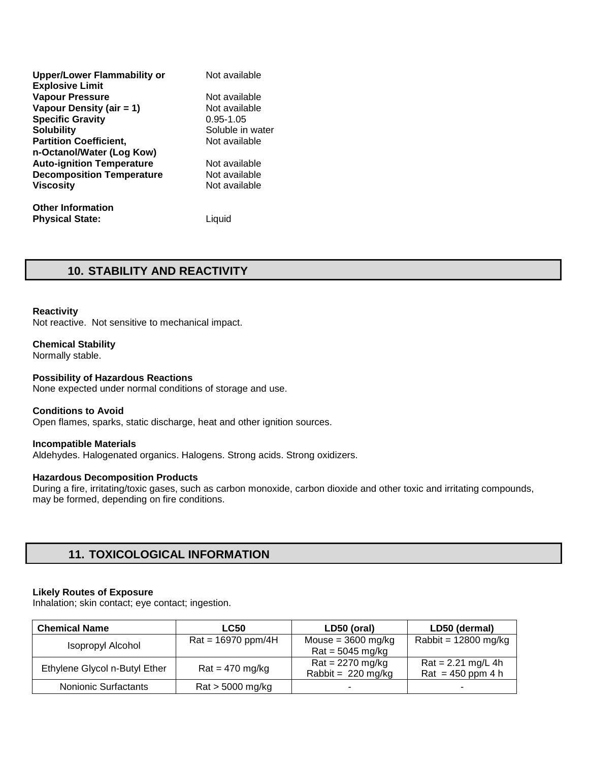| | |
|---|---|
| **Upper/Lower Flammability or Explosive Limit** | Not available |
| **Vapour Pressure** | Not available |
| **Vapour Density (air = 1)** | Not available |
| **Specific Gravity** | 0.95-1.05 |
| **Solubility** | Soluble in water |
| **Partition Coefficient, n-Octanol/Water (Log Kow)** | Not available |
| **Auto-ignition Temperature** | Not available |
| **Decomposition Temperature** | Not available |
| **Viscosity** | Not available |

**Other Information**
**Physical State:** Liquid

## 10. STABILITY AND REACTIVITY

**Reactivity**
Not reactive. Not sensitive to mechanical impact.

**Chemical Stability**
Normally stable.

**Possibility of Hazardous Reactions**
None expected under normal conditions of storage and use.

**Conditions to Avoid**
Open flames, sparks, static discharge, heat and other ignition sources.

**Incompatible Materials**
Aldehydes. Halogenated organics. Halogens. Strong acids. Strong oxidizers.

**Hazardous Decomposition Products**
During a fire, irritating/toxic gases, such as carbon monoxide, carbon dioxide and other toxic and irritating compounds, may be formed, depending on fire conditions.

## 11. TOXICOLOGICAL INFORMATION

**Likely Routes of Exposure**
Inhalation; skin contact; eye contact; ingestion.

| Chemical Name | LC50 | LD50 (oral) | LD50 (dermal) |
|---|---|---|---|
| Isopropyl Alcohol | Rat = 16970 ppm/4H | Mouse = 3600 mg/kg<br>Rat = 5045 mg/kg | Rabbit = 12800 mg/kg |
| Ethylene Glycol n-Butyl Ether | Rat = 470 mg/kg | Rat = 2270 mg/kg<br>Rabbit = 220 mg/kg | Rat = 2.21 mg/L 4h<br>Rat = 450 ppm 4 h |
| Nonionic Surfactants | Rat > 5000 mg/kg | - | - |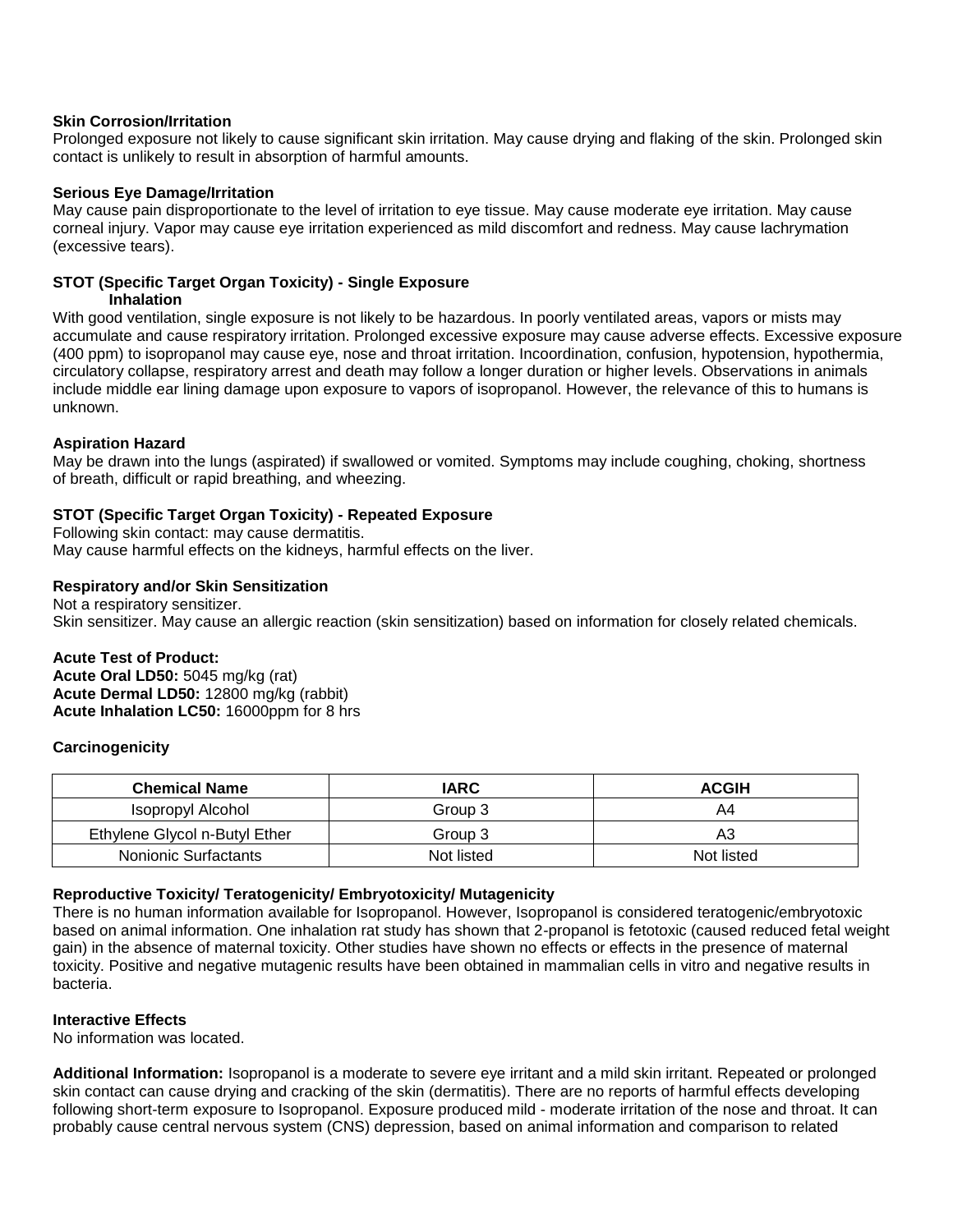**Skin Corrosion/Irritation**

Prolonged exposure not likely to cause significant skin irritation. May cause drying and flaking of the skin. Prolonged skin contact is unlikely to result in absorption of harmful amounts.

**Serious Eye Damage/Irritation**

May cause pain disproportionate to the level of irritation to eye tissue. May cause moderate eye irritation. May cause corneal injury. Vapor may cause eye irritation experienced as mild discomfort and redness. May cause lachrymation (excessive tears).

**STOT (Specific Target Organ Toxicity) - Single Exposure**

**Inhalation**

With good ventilation, single exposure is not likely to be hazardous. In poorly ventilated areas, vapors or mists may accumulate and cause respiratory irritation. Prolonged excessive exposure may cause adverse effects. Excessive exposure (400 ppm) to isopropanol may cause eye, nose and throat irritation. Incoordination, confusion, hypotension, hypothermia, circulatory collapse, respiratory arrest and death may follow a longer duration or higher levels. Observations in animals include middle ear lining damage upon exposure to vapors of isopropanol. However, the relevance of this to humans is unknown.

**Aspiration Hazard**

May be drawn into the lungs (aspirated) if swallowed or vomited. Symptoms may include coughing, choking, shortness of breath, difficult or rapid breathing, and wheezing.

**STOT (Specific Target Organ Toxicity) - Repeated Exposure**

Following skin contact: may cause dermatitis.
May cause harmful effects on the kidneys, harmful effects on the liver.

**Respiratory and/or Skin Sensitization**

Not a respiratory sensitizer.
Skin sensitizer. May cause an allergic reaction (skin sensitization) based on information for closely related chemicals.

**Acute Test of Product:**
**Acute Oral LD50:** 5045 mg/kg (rat)
**Acute Dermal LD50:** 12800 mg/kg (rabbit)
**Acute Inhalation LC50:** 16000ppm for 8 hrs

**Carcinogenicity**

| Chemical Name | IARC | ACGIH |
|---|---|---|
| Isopropyl Alcohol | Group 3 | A4 |
| Ethylene Glycol n-Butyl Ether | Group 3 | A3 |
| Nonionic Surfactants | Not listed | Not listed |

**Reproductive Toxicity/ Teratogenicity/ Embryotoxicity/ Mutagenicity**

There is no human information available for Isopropanol. However, Isopropanol is considered teratogenic/embryotoxic based on animal information. One inhalation rat study has shown that 2-propanol is fetotoxic (caused reduced fetal weight gain) in the absence of maternal toxicity. Other studies have shown no effects or effects in the presence of maternal toxicity. Positive and negative mutagenic results have been obtained in mammalian cells in vitro and negative results in bacteria.

**Interactive Effects**

No information was located.

**Additional Information:** Isopropanol is a moderate to severe eye irritant and a mild skin irritant. Repeated or prolonged skin contact can cause drying and cracking of the skin (dermatitis). There are no reports of harmful effects developing following short-term exposure to Isopropanol. Exposure produced mild - moderate irritation of the nose and throat. It can probably cause central nervous system (CNS) depression, based on animal information and comparison to related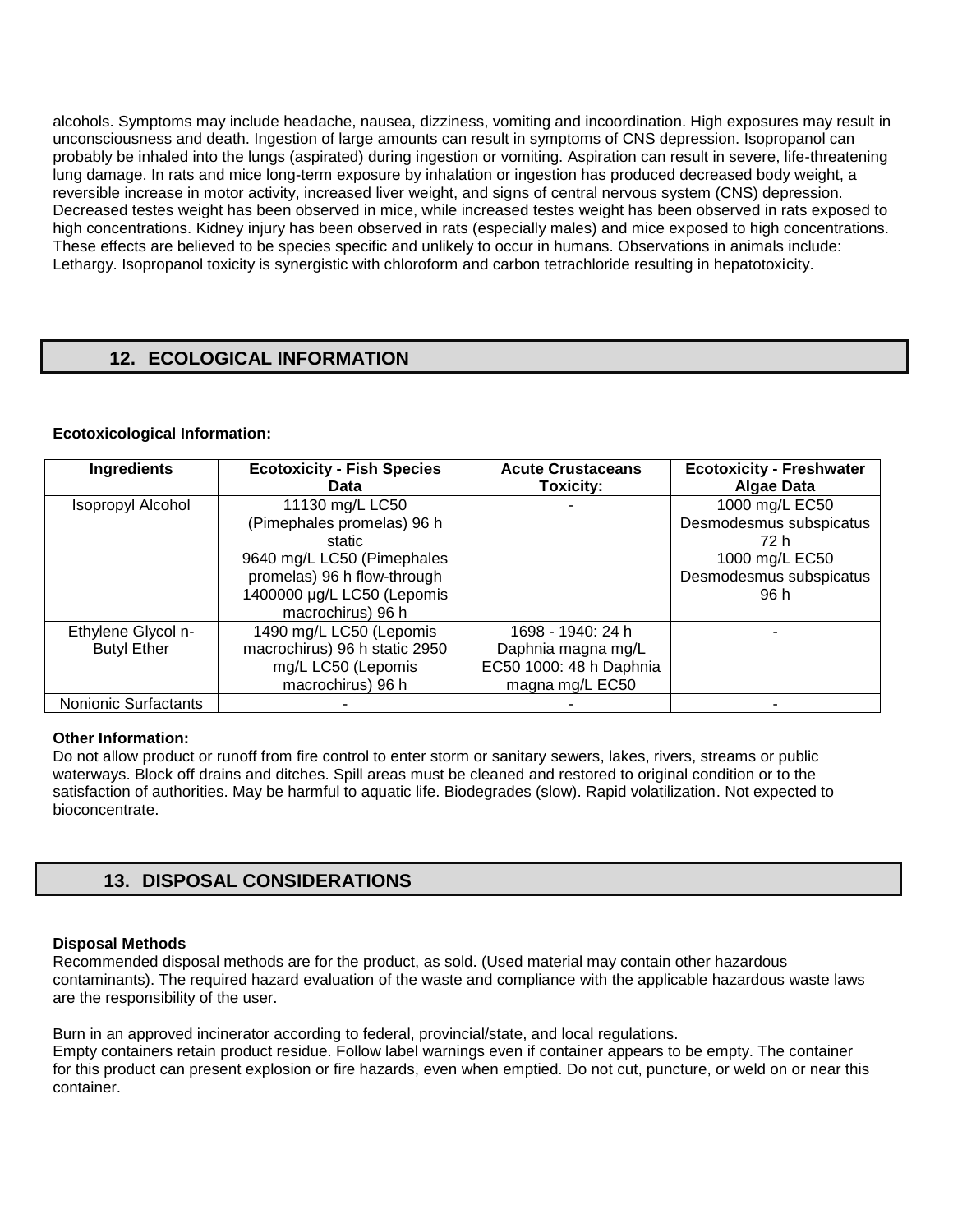alcohols. Symptoms may include headache, nausea, dizziness, vomiting and incoordination. High exposures may result in unconsciousness and death. Ingestion of large amounts can result in symptoms of CNS depression. Isopropanol can probably be inhaled into the lungs (aspirated) during ingestion or vomiting. Aspiration can result in severe, life-threatening lung damage. In rats and mice long-term exposure by inhalation or ingestion has produced decreased body weight, a reversible increase in motor activity, increased liver weight, and signs of central nervous system (CNS) depression. Decreased testes weight has been observed in mice, while increased testes weight has been observed in rats exposed to high concentrations. Kidney injury has been observed in rats (especially males) and mice exposed to high concentrations. These effects are believed to be species specific and unlikely to occur in humans. Observations in animals include: Lethargy. Isopropanol toxicity is synergistic with chloroform and carbon tetrachloride resulting in hepatotoxicity.

## 12. ECOLOGICAL INFORMATION

**Ecotoxicological Information:**

| Ingredients | Ecotoxicity - Fish Species Data | Acute Crustaceans Toxicity: | Ecotoxicity - Freshwater Algae Data |
|---|---|---|---|
| Isopropyl Alcohol | 11130 mg/L LC50 (Pimephales promelas) 96 h static 9640 mg/L LC50 (Pimephales promelas) 96 h flow-through 1400000 µg/L LC50 (Lepomis macrochirus) 96 h | - | 1000 mg/L EC50 Desmodesmus subspicatus 72 h 1000 mg/L EC50 Desmodesmus subspicatus 96 h |
| Ethylene Glycol n-Butyl Ether | 1490 mg/L LC50 (Lepomis macrochirus) 96 h static 2950 mg/L LC50 (Lepomis macrochirus) 96 h | 1698 - 1940: 24 h Daphnia magna mg/L EC50 1000: 48 h Daphnia magna mg/L EC50 | - |
| Nonionic Surfactants | - | - | - |

**Other Information:**
Do not allow product or runoff from fire control to enter storm or sanitary sewers, lakes, rivers, streams or public waterways. Block off drains and ditches. Spill areas must be cleaned and restored to original condition or to the satisfaction of authorities. May be harmful to aquatic life. Biodegrades (slow). Rapid volatilization. Not expected to bioconcentrate.

## 13. DISPOSAL CONSIDERATIONS

**Disposal Methods**
Recommended disposal methods are for the product, as sold. (Used material may contain other hazardous contaminants). The required hazard evaluation of the waste and compliance with the applicable hazardous waste laws are the responsibility of the user.

Burn in an approved incinerator according to federal, provincial/state, and local regulations.
Empty containers retain product residue. Follow label warnings even if container appears to be empty. The container for this product can present explosion or fire hazards, even when emptied. Do not cut, puncture, or weld on or near this container.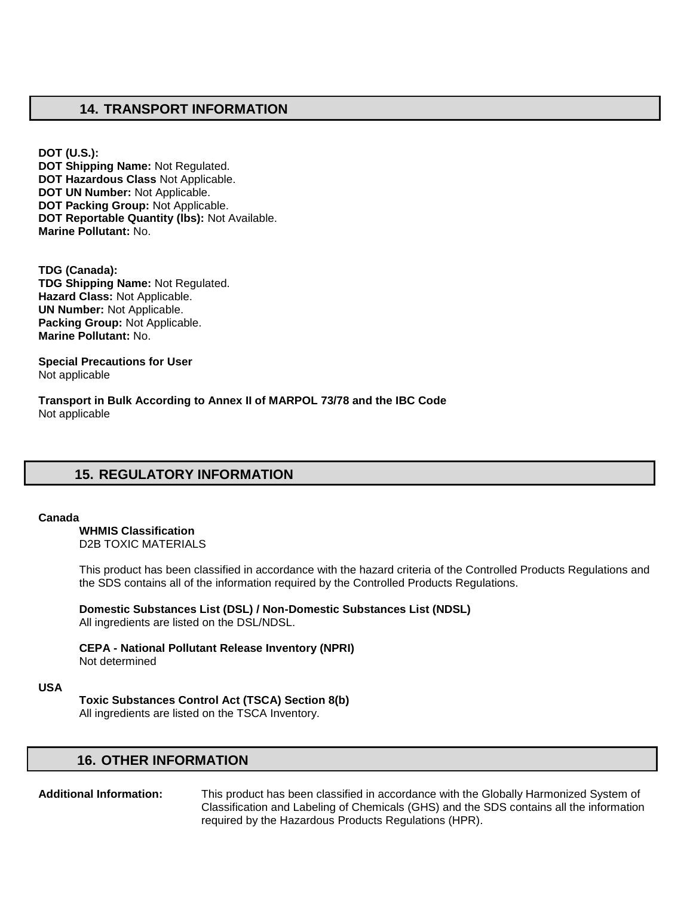## 14. TRANSPORT INFORMATION

**DOT (U.S.):**
**DOT Shipping Name:** Not Regulated.
**DOT Hazardous Class** Not Applicable.
**DOT UN Number:** Not Applicable.
**DOT Packing Group:** Not Applicable.
**DOT Reportable Quantity (lbs):** Not Available.
**Marine Pollutant:** No.

**TDG (Canada):**
**TDG Shipping Name:** Not Regulated.
**Hazard Class:** Not Applicable.
**UN Number:** Not Applicable.
**Packing Group:** Not Applicable.
**Marine Pollutant:** No.

**Special Precautions for User**
Not applicable

**Transport in Bulk According to Annex II of MARPOL 73/78 and the IBC Code**
Not applicable

## 15. REGULATORY INFORMATION

**Canada**

**WHMIS Classification**
D2B TOXIC MATERIALS

This product has been classified in accordance with the hazard criteria of the Controlled Products Regulations and the SDS contains all of the information required by the Controlled Products Regulations.

**Domestic Substances List (DSL) / Non-Domestic Substances List (NDSL)**
All ingredients are listed on the DSL/NDSL.

**CEPA - National Pollutant Release Inventory (NPRI)**
Not determined

**USA**

**Toxic Substances Control Act (TSCA) Section 8(b)**
All ingredients are listed on the TSCA Inventory.

## 16. OTHER INFORMATION

**Additional Information:** This product has been classified in accordance with the Globally Harmonized System of Classification and Labeling of Chemicals (GHS) and the SDS contains all the information required by the Hazardous Products Regulations (HPR).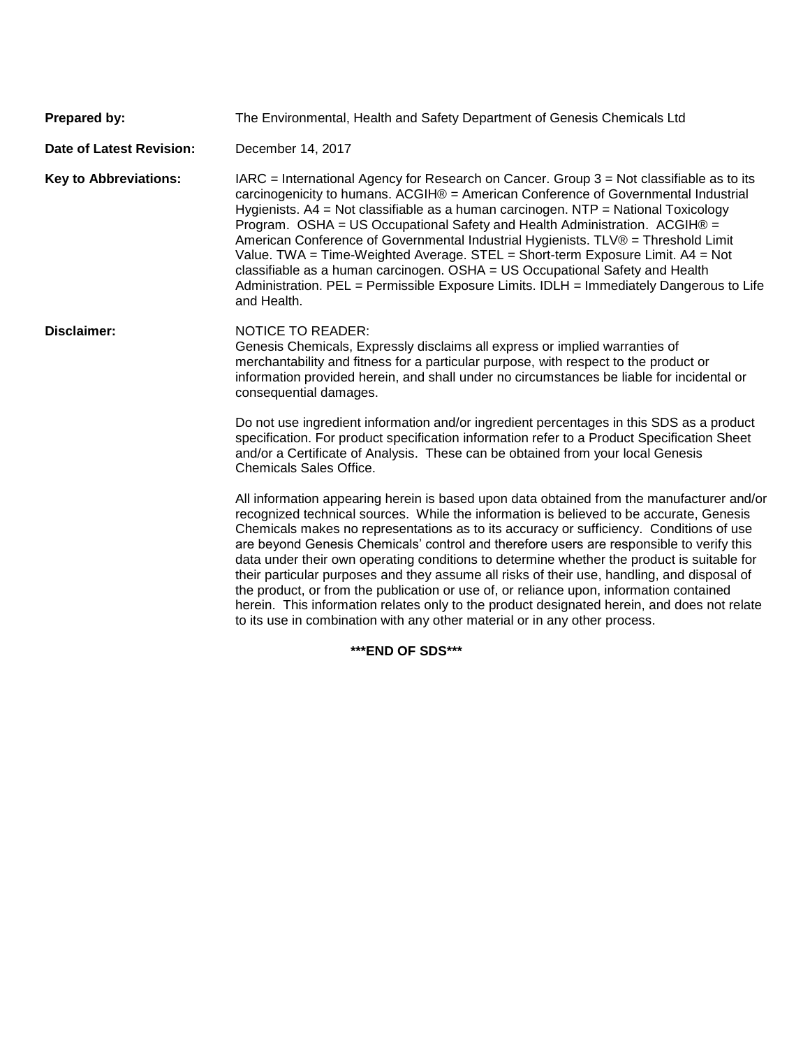**Prepared by:** The Environmental, Health and Safety Department of Genesis Chemicals Ltd

**Date of Latest Revision:** December 14, 2017

**Key to Abbreviations:** IARC = International Agency for Research on Cancer. Group 3 = Not classifiable as to its carcinogenicity to humans. ACGIH® = American Conference of Governmental Industrial Hygienists. A4 = Not classifiable as a human carcinogen. NTP = National Toxicology Program. OSHA = US Occupational Safety and Health Administration. ACGIH® = American Conference of Governmental Industrial Hygienists. TLV® = Threshold Limit Value. TWA = Time-Weighted Average. STEL = Short-term Exposure Limit. A4 = Not classifiable as a human carcinogen. OSHA = US Occupational Safety and Health Administration. PEL = Permissible Exposure Limits. IDLH = Immediately Dangerous to Life and Health.

**Disclaimer:** NOTICE TO READER:
Genesis Chemicals, Expressly disclaims all express or implied warranties of merchantability and fitness for a particular purpose, with respect to the product or information provided herein, and shall under no circumstances be liable for incidental or consequential damages.

Do not use ingredient information and/or ingredient percentages in this SDS as a product specification. For product specification information refer to a Product Specification Sheet and/or a Certificate of Analysis. These can be obtained from your local Genesis Chemicals Sales Office.

All information appearing herein is based upon data obtained from the manufacturer and/or recognized technical sources. While the information is believed to be accurate, Genesis Chemicals makes no representations as to its accuracy or sufficiency. Conditions of use are beyond Genesis Chemicals' control and therefore users are responsible to verify this data under their own operating conditions to determine whether the product is suitable for their particular purposes and they assume all risks of their use, handling, and disposal of the product, or from the publication or use of, or reliance upon, information contained herein. This information relates only to the product designated herein, and does not relate to its use in combination with any other material or in any other process.

**\*\*\*END OF SDS\*\*\***